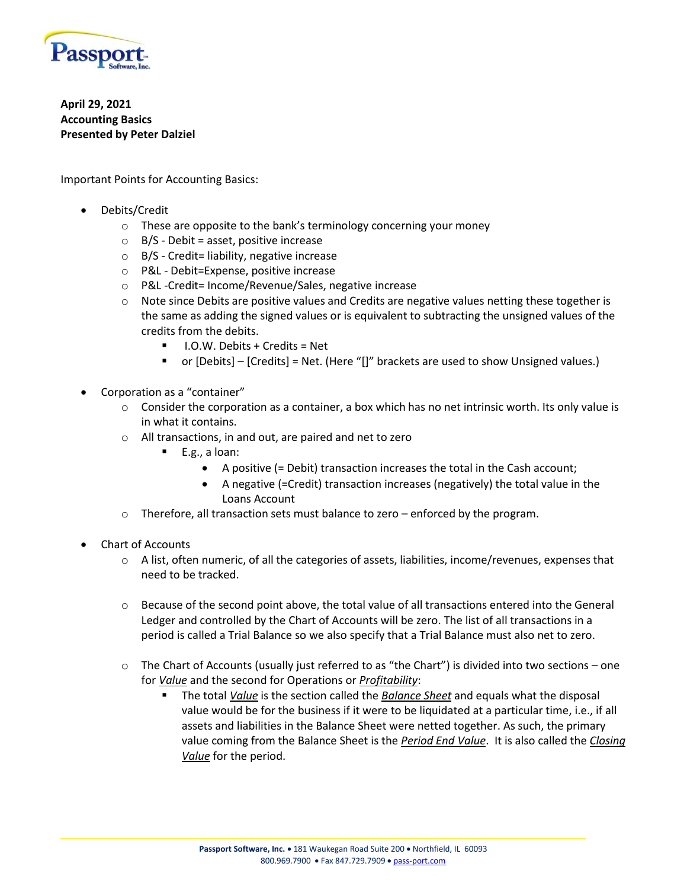**April 29, 2021**
**Accounting Basics**
**Presented by Peter Dalziel**

Important Points for Accounting Basics:

- Debits/Credit
  - These are opposite to the bank's terminology concerning your money
  - B/S - Debit = asset, positive increase
  - B/S - Credit= liability, negative increase
  - P&L - Debit=Expense, positive increase
  - P&L -Credit= Income/Revenue/Sales, negative increase
  - Note since Debits are positive values and Credits are negative values netting these together is the same as adding the signed values or is equivalent to subtracting the unsigned values of the credits from the debits.
    - I.O.W. Debits + Credits = Net
    - or [Debits] – [Credits] = Net. (Here "[]" brackets are used to show Unsigned values.)

- Corporation as a "container"
  - Consider the corporation as a container, a box which has no net intrinsic worth. Its only value is in what it contains.
  - All transactions, in and out, are paired and net to zero
    - E.g., a loan:
      - A positive (= Debit) transaction increases the total in the Cash account;
      - A negative (=Credit) transaction increases (negatively) the total value in the Loans Account
  - Therefore, all transaction sets must balance to zero – enforced by the program.

- Chart of Accounts
  - A list, often numeric, of all the categories of assets, liabilities, income/revenues, expenses that need to be tracked.
  - Because of the second point above, the total value of all transactions entered into the General Ledger and controlled by the Chart of Accounts will be zero. The list of all transactions in a period is called a Trial Balance so we also specify that a Trial Balance must also net to zero.
  - The Chart of Accounts (usually just referred to as "the Chart") is divided into two sections – one for ***Value*** and the second for Operations or ***Profitability***:
    - The total ***Value*** is the section called the ***Balance Sheet*** and equals what the disposal value would be for the business if it were to be liquidated at a particular time, i.e., if all assets and liabilities in the Balance Sheet were netted together. As such, the primary value coming from the Balance Sheet is the ***Period End Value***. It is also called the ***Closing Value*** for the period.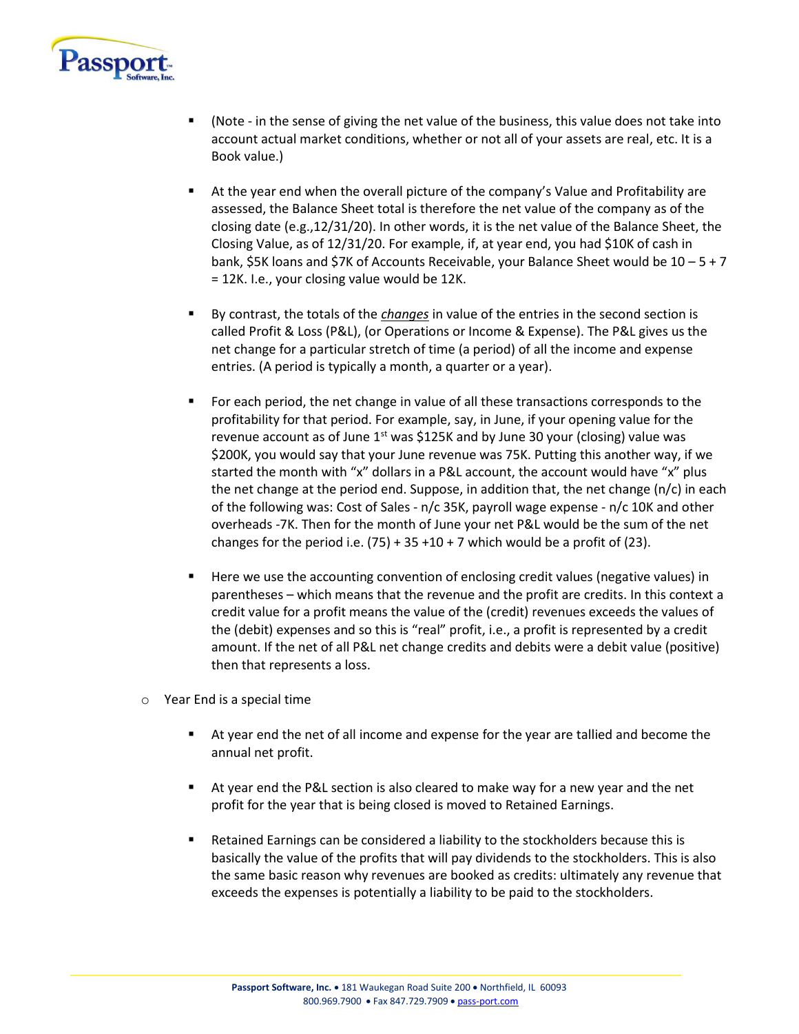- (Note - in the sense of giving the net value of the business, this value does not take into account actual market conditions, whether or not all of your assets are real, etc. It is a Book value.)

- At the year end when the overall picture of the company's Value and Profitability are assessed, the Balance Sheet total is therefore the net value of the company as of the closing date (e.g.,12/31/20). In other words, it is the net value of the Balance Sheet, the Closing Value, as of 12/31/20. For example, if, at year end, you had $10K of cash in bank, $5K loans and $7K of Accounts Receivable, your Balance Sheet would be 10 – 5 + 7 = 12K. I.e., your closing value would be 12K.

- By contrast, the totals of the ***changes*** in value of the entries in the second section is called Profit & Loss (P&L), (or Operations or Income & Expense). The P&L gives us the net change for a particular stretch of time (a period) of all the income and expense entries. (A period is typically a month, a quarter or a year).

- For each period, the net change in value of all these transactions corresponds to the profitability for that period. For example, say, in June, if your opening value for the revenue account as of June 1st was $125K and by June 30 your (closing) value was $200K, you would say that your June revenue was 75K. Putting this another way, if we started the month with "x" dollars in a P&L account, the account would have "x" plus the net change at the period end. Suppose, in addition that, the net change (n/c) in each of the following was: Cost of Sales - n/c 35K, payroll wage expense - n/c 10K and other overheads -7K. Then for the month of June your net P&L would be the sum of the net changes for the period i.e. (75) + 35 +10 + 7 which would be a profit of (23).

- Here we use the accounting convention of enclosing credit values (negative values) in parentheses – which means that the revenue and the profit are credits. In this context a credit value for a profit means the value of the (credit) revenues exceeds the values of the (debit) expenses and so this is "real" profit, i.e., a profit is represented by a credit amount. If the net of all P&L net change credits and debits were a debit value (positive) then that represents a loss.

- Year End is a special time

  - At year end the net of all income and expense for the year are tallied and become the annual net profit.

  - At year end the P&L section is also cleared to make way for a new year and the net profit for the year that is being closed is moved to Retained Earnings.

  - Retained Earnings can be considered a liability to the stockholders because this is basically the value of the profits that will pay dividends to the stockholders. This is also the same basic reason why revenues are booked as credits: ultimately any revenue that exceeds the expenses is potentially a liability to be paid to the stockholders.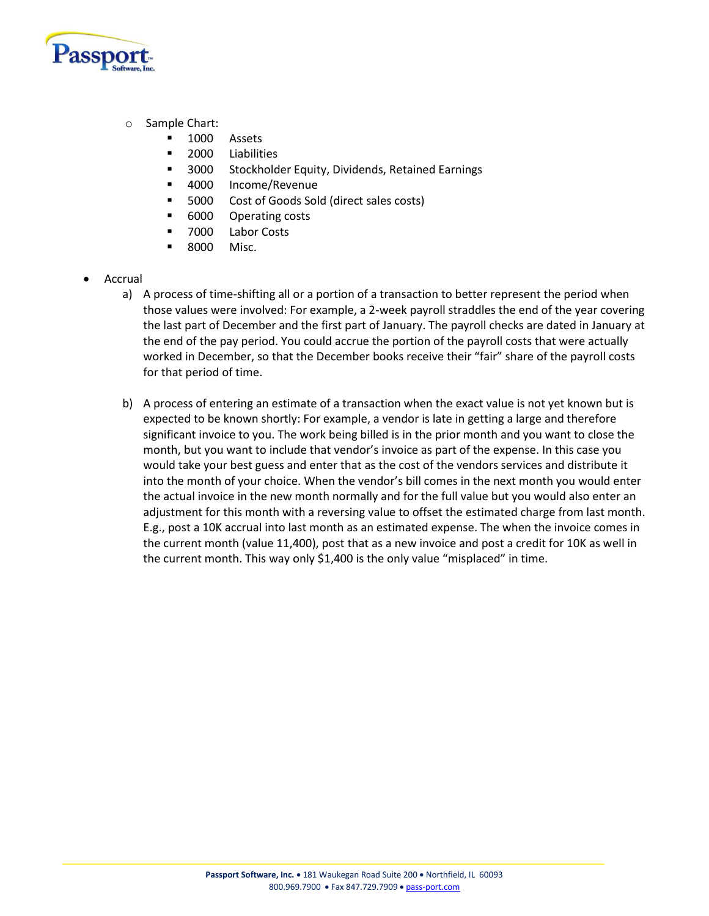- Sample Chart:
  - 1000 Assets
  - 2000 Liabilities
  - 3000 Stockholder Equity, Dividends, Retained Earnings
  - 4000 Income/Revenue
  - 5000 Cost of Goods Sold (direct sales costs)
  - 6000 Operating costs
  - 7000 Labor Costs
  - 8000 Misc.

- Accrual
  a) A process of time-shifting all or a portion of a transaction to better represent the period when those values were involved: For example, a 2-week payroll straddles the end of the year covering the last part of December and the first part of January. The payroll checks are dated in January at the end of the pay period. You could accrue the portion of the payroll costs that were actually worked in December, so that the December books receive their "fair" share of the payroll costs for that period of time.

  b) A process of entering an estimate of a transaction when the exact value is not yet known but is expected to be known shortly: For example, a vendor is late in getting a large and therefore significant invoice to you. The work being billed is in the prior month and you want to close the month, but you want to include that vendor's invoice as part of the expense. In this case you would take your best guess and enter that as the cost of the vendors services and distribute it into the month of your choice. When the vendor's bill comes in the next month you would enter the actual invoice in the new month normally and for the full value but you would also enter an adjustment for this month with a reversing value to offset the estimated charge from last month. E.g., post a 10K accrual into last month as an estimated expense. The when the invoice comes in the current month (value 11,400), post that as a new invoice and post a credit for 10K as well in the current month. This way only $1,400 is the only value "misplaced" in time.